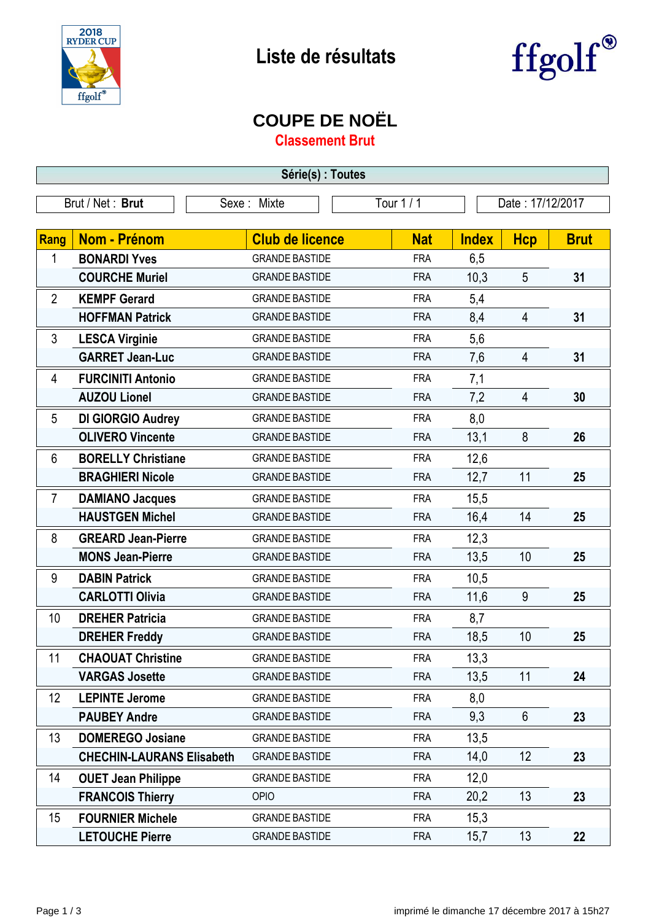# Liste de résultats

ffgolf

## COUPE DE NOËL

### Classement Brut

**Série(s) : Toutes**

| Brut / Net : **Brut** | Sexe : Mixte | Tour 1 / 1 | Date : 17/12/2017 |
|---|---|---|---|

| Rang | Nom - Prénom | Club de licence | Nat | Index | Hcp | Brut |
|---|---|---|---|---|---|---|
| 1 | **BONARDI Yves** | GRANDE BASTIDE | FRA | 6,5 | | |
| | **COURCHE Muriel** | GRANDE BASTIDE | FRA | 10,3 | 5 | **31** |
| 2 | **KEMPF Gerard** | GRANDE BASTIDE | FRA | 5,4 | | |
| | **HOFFMAN Patrick** | GRANDE BASTIDE | FRA | 8,4 | 4 | **31** |
| 3 | **LESCA Virginie** | GRANDE BASTIDE | FRA | 5,6 | | |
| | **GARRET Jean-Luc** | GRANDE BASTIDE | FRA | 7,6 | 4 | **31** |
| 4 | **FURCINITI Antonio** | GRANDE BASTIDE | FRA | 7,1 | | |
| | **AUZOU Lionel** | GRANDE BASTIDE | FRA | 7,2 | 4 | **30** |
| 5 | **DI GIORGIO Audrey** | GRANDE BASTIDE | FRA | 8,0 | | |
| | **OLIVERO Vincente** | GRANDE BASTIDE | FRA | 13,1 | 8 | **26** |
| 6 | **BORELLY Christiane** | GRANDE BASTIDE | FRA | 12,6 | | |
| | **BRAGHIERI Nicole** | GRANDE BASTIDE | FRA | 12,7 | 11 | **25** |
| 7 | **DAMIANO Jacques** | GRANDE BASTIDE | FRA | 15,5 | | |
| | **HAUSTGEN Michel** | GRANDE BASTIDE | FRA | 16,4 | 14 | **25** |
| 8 | **GREARD Jean-Pierre** | GRANDE BASTIDE | FRA | 12,3 | | |
| | **MONS Jean-Pierre** | GRANDE BASTIDE | FRA | 13,5 | 10 | **25** |
| 9 | **DABIN Patrick** | GRANDE BASTIDE | FRA | 10,5 | | |
| | **CARLOTTI Olivia** | GRANDE BASTIDE | FRA | 11,6 | 9 | **25** |
| 10 | **DREHER Patricia** | GRANDE BASTIDE | FRA | 8,7 | | |
| | **DREHER Freddy** | GRANDE BASTIDE | FRA | 18,5 | 10 | **25** |
| 11 | **CHAOUAT Christine** | GRANDE BASTIDE | FRA | 13,3 | | |
| | **VARGAS Josette** | GRANDE BASTIDE | FRA | 13,5 | 11 | **24** |
| 12 | **LEPINTE Jerome** | GRANDE BASTIDE | FRA | 8,0 | | |
| | **PAUBEY Andre** | GRANDE BASTIDE | FRA | 9,3 | 6 | **23** |
| 13 | **DOMEREGO Josiane** | GRANDE BASTIDE | FRA | 13,5 | | |
| | **CHECHIN-LAURANS Elisabeth** | GRANDE BASTIDE | FRA | 14,0 | 12 | **23** |
| 14 | **OUET Jean Philippe** | GRANDE BASTIDE | FRA | 12,0 | | |
| | **FRANCOIS Thierry** | OPIO | FRA | 20,2 | 13 | **23** |
| 15 | **FOURNIER Michele** | GRANDE BASTIDE | FRA | 15,3 | | |
| | **LETOUCHE Pierre** | GRANDE BASTIDE | FRA | 15,7 | 13 | **22** |

imprimé le dimanche 17 décembre 2017 à 15h27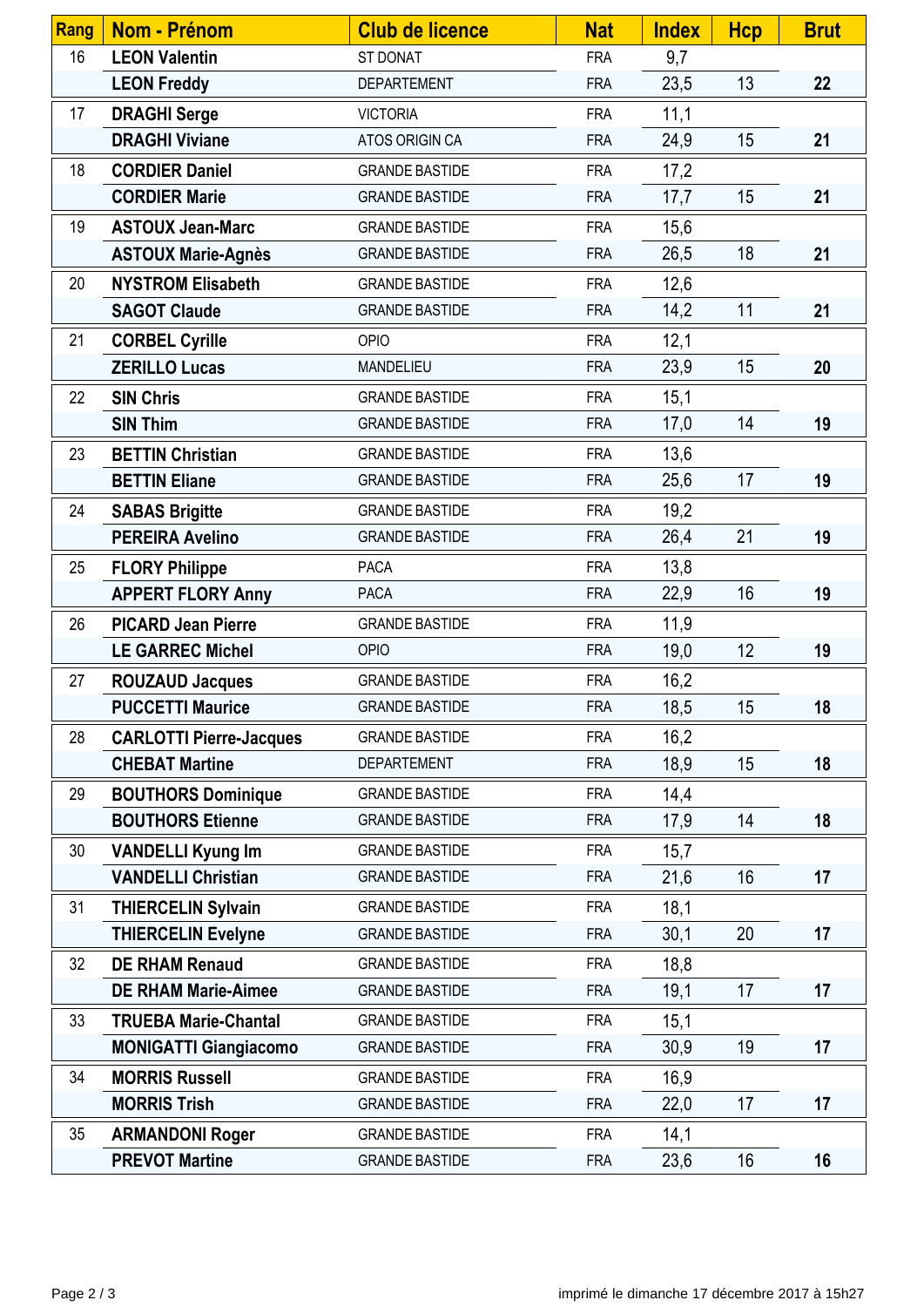| Rang | Nom - Prénom | Club de licence | Nat | Index | Hcp | Brut |
|---|---|---|---|---|---|---|
| 16 | **LEON Valentin** | ST DONAT | FRA | 9,7 | | |
| | **LEON Freddy** | DEPARTEMENT | FRA | 23,5 | 13 | **22** |
| 17 | **DRAGHI Serge** | VICTORIA | FRA | 11,1 | | |
| | **DRAGHI Viviane** | ATOS ORIGIN CA | FRA | 24,9 | 15 | **21** |
| 18 | **CORDIER Daniel** | GRANDE BASTIDE | FRA | 17,2 | | |
| | **CORDIER Marie** | GRANDE BASTIDE | FRA | 17,7 | 15 | **21** |
| 19 | **ASTOUX Jean-Marc** | GRANDE BASTIDE | FRA | 15,6 | | |
| | **ASTOUX Marie-Agnès** | GRANDE BASTIDE | FRA | 26,5 | 18 | **21** |
| 20 | **NYSTROM Elisabeth** | GRANDE BASTIDE | FRA | 12,6 | | |
| | **SAGOT Claude** | GRANDE BASTIDE | FRA | 14,2 | 11 | **21** |
| 21 | **CORBEL Cyrille** | OPIO | FRA | 12,1 | | |
| | **ZERILLO Lucas** | MANDELIEU | FRA | 23,9 | 15 | **20** |
| 22 | **SIN Chris** | GRANDE BASTIDE | FRA | 15,1 | | |
| | **SIN Thim** | GRANDE BASTIDE | FRA | 17,0 | 14 | **19** |
| 23 | **BETTIN Christian** | GRANDE BASTIDE | FRA | 13,6 | | |
| | **BETTIN Eliane** | GRANDE BASTIDE | FRA | 25,6 | 17 | **19** |
| 24 | **SABAS Brigitte** | GRANDE BASTIDE | FRA | 19,2 | | |
| | **PEREIRA Avelino** | GRANDE BASTIDE | FRA | 26,4 | 21 | **19** |
| 25 | **FLORY Philippe** | PACA | FRA | 13,8 | | |
| | **APPERT FLORY Anny** | PACA | FRA | 22,9 | 16 | **19** |
| 26 | **PICARD Jean Pierre** | GRANDE BASTIDE | FRA | 11,9 | | |
| | **LE GARREC Michel** | OPIO | FRA | 19,0 | 12 | **19** |
| 27 | **ROUZAUD Jacques** | GRANDE BASTIDE | FRA | 16,2 | | |
| | **PUCCETTI Maurice** | GRANDE BASTIDE | FRA | 18,5 | 15 | **18** |
| 28 | **CARLOTTI Pierre-Jacques** | GRANDE BASTIDE | FRA | 16,2 | | |
| | **CHEBAT Martine** | DEPARTEMENT | FRA | 18,9 | 15 | **18** |
| 29 | **BOUTHORS Dominique** | GRANDE BASTIDE | FRA | 14,4 | | |
| | **BOUTHORS Etienne** | GRANDE BASTIDE | FRA | 17,9 | 14 | **18** |
| 30 | **VANDELLI Kyung Im** | GRANDE BASTIDE | FRA | 15,7 | | |
| | **VANDELLI Christian** | GRANDE BASTIDE | FRA | 21,6 | 16 | **17** |
| 31 | **THIERCELIN Sylvain** | GRANDE BASTIDE | FRA | 18,1 | | |
| | **THIERCELIN Evelyne** | GRANDE BASTIDE | FRA | 30,1 | 20 | **17** |
| 32 | **DE RHAM Renaud** | GRANDE BASTIDE | FRA | 18,8 | | |
| | **DE RHAM Marie-Aimee** | GRANDE BASTIDE | FRA | 19,1 | 17 | **17** |
| 33 | **TRUEBA Marie-Chantal** | GRANDE BASTIDE | FRA | 15,1 | | |
| | **MONIGATTI Giangiacomo** | GRANDE BASTIDE | FRA | 30,9 | 19 | **17** |
| 34 | **MORRIS Russell** | GRANDE BASTIDE | FRA | 16,9 | | |
| | **MORRIS Trish** | GRANDE BASTIDE | FRA | 22,0 | 17 | **17** |
| 35 | **ARMANDONI Roger** | GRANDE BASTIDE | FRA | 14,1 | | |
| | **PREVOT Martine** | GRANDE BASTIDE | FRA | 23,6 | 16 | **16** |

imprimé le dimanche 17 décembre 2017 à 15h27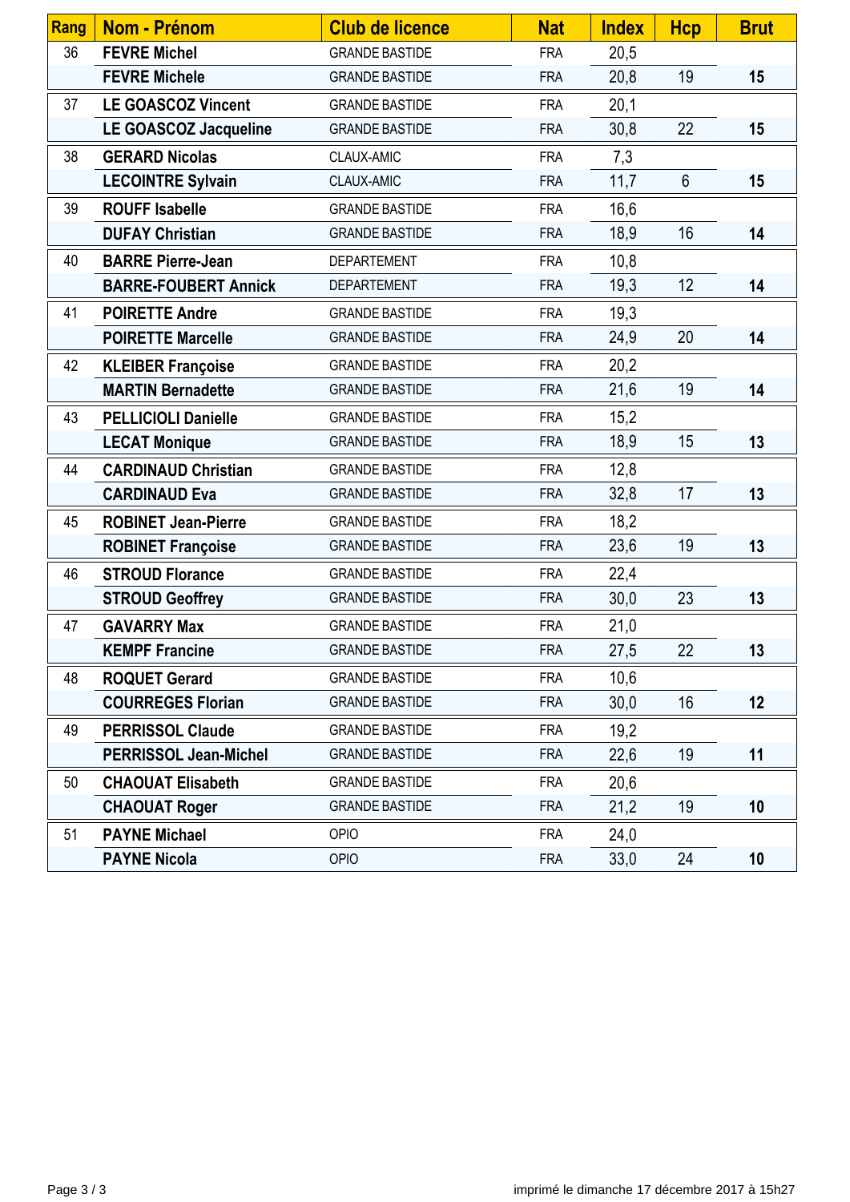| Rang | Nom - Prénom | Club de licence | Nat | Index | Hcp | Brut |
|---|---|---|---|---|---|---|
| 36 | **FEVRE Michel** | GRANDE BASTIDE | FRA | 20,5 | | |
| | **FEVRE Michele** | GRANDE BASTIDE | FRA | 20,8 | 19 | **15** |
| 37 | **LE GOASCOZ Vincent** | GRANDE BASTIDE | FRA | 20,1 | | |
| | **LE GOASCOZ Jacqueline** | GRANDE BASTIDE | FRA | 30,8 | 22 | **15** |
| 38 | **GERARD Nicolas** | CLAUX-AMIC | FRA | 7,3 | | |
| | **LECOINTRE Sylvain** | CLAUX-AMIC | FRA | 11,7 | 6 | **15** |
| 39 | **ROUFF Isabelle** | GRANDE BASTIDE | FRA | 16,6 | | |
| | **DUFAY Christian** | GRANDE BASTIDE | FRA | 18,9 | 16 | **14** |
| 40 | **BARRE Pierre-Jean** | DEPARTEMENT | FRA | 10,8 | | |
| | **BARRE-FOUBERT Annick** | DEPARTEMENT | FRA | 19,3 | 12 | **14** |
| 41 | **POIRETTE Andre** | GRANDE BASTIDE | FRA | 19,3 | | |
| | **POIRETTE Marcelle** | GRANDE BASTIDE | FRA | 24,9 | 20 | **14** |
| 42 | **KLEIBER Françoise** | GRANDE BASTIDE | FRA | 20,2 | | |
| | **MARTIN Bernadette** | GRANDE BASTIDE | FRA | 21,6 | 19 | **14** |
| 43 | **PELLICIOLI Danielle** | GRANDE BASTIDE | FRA | 15,2 | | |
| | **LECAT Monique** | GRANDE BASTIDE | FRA | 18,9 | 15 | **13** |
| 44 | **CARDINAUD Christian** | GRANDE BASTIDE | FRA | 12,8 | | |
| | **CARDINAUD Eva** | GRANDE BASTIDE | FRA | 32,8 | 17 | **13** |
| 45 | **ROBINET Jean-Pierre** | GRANDE BASTIDE | FRA | 18,2 | | |
| | **ROBINET Françoise** | GRANDE BASTIDE | FRA | 23,6 | 19 | **13** |
| 46 | **STROUD Florance** | GRANDE BASTIDE | FRA | 22,4 | | |
| | **STROUD Geoffrey** | GRANDE BASTIDE | FRA | 30,0 | 23 | **13** |
| 47 | **GAVARRY Max** | GRANDE BASTIDE | FRA | 21,0 | | |
| | **KEMPF Francine** | GRANDE BASTIDE | FRA | 27,5 | 22 | **13** |
| 48 | **ROQUET Gerard** | GRANDE BASTIDE | FRA | 10,6 | | |
| | **COURREGES Florian** | GRANDE BASTIDE | FRA | 30,0 | 16 | **12** |
| 49 | **PERRISSOL Claude** | GRANDE BASTIDE | FRA | 19,2 | | |
| | **PERRISSOL Jean-Michel** | GRANDE BASTIDE | FRA | 22,6 | 19 | **11** |
| 50 | **CHAOUAT Elisabeth** | GRANDE BASTIDE | FRA | 20,6 | | |
| | **CHAOUAT Roger** | GRANDE BASTIDE | FRA | 21,2 | 19 | **10** |
| 51 | **PAYNE Michael** | OPIO | FRA | 24,0 | | |
| | **PAYNE Nicola** | OPIO | FRA | 33,0 | 24 | **10** |

imprimé le dimanche 17 décembre 2017 à 15h27